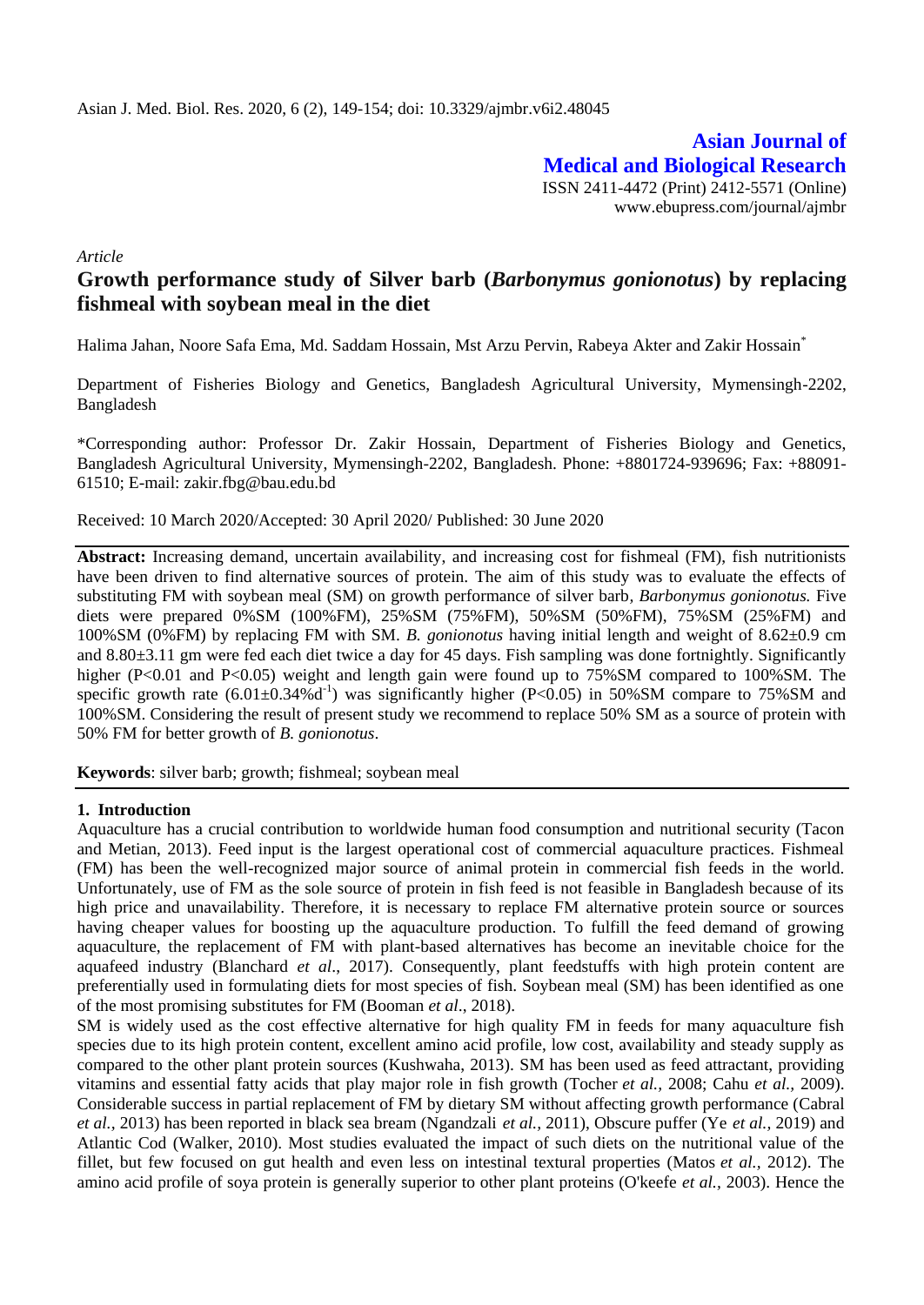Asian J. Med. Biol. Res. 2020, 6 (2), 149-154; doi: 10.3329/ajmbr.v6i2.48045

**Asian Journal of Medical and Biological Research**

ISSN 2411-4472 (Print) 2412-5571 (Online)
www.ebupress.com/journal/ajmbr

*Article*

# Growth performance study of Silver barb (*Barbonymus gonionotus*) by replacing fishmeal with soybean meal in the diet

Halima Jahan, Noore Safa Ema, Md. Saddam Hossain, Mst Arzu Pervin, Rabeya Akter and Zakir Hossain*

Department of Fisheries Biology and Genetics, Bangladesh Agricultural University, Mymensingh-2202, Bangladesh

*Corresponding author: Professor Dr. Zakir Hossain, Department of Fisheries Biology and Genetics, Bangladesh Agricultural University, Mymensingh-2202, Bangladesh. Phone: +8801724-939696; Fax: +88091-61510; E-mail: zakir.fbg@bau.edu.bd

Received: 10 March 2020/Accepted: 30 April 2020/ Published: 30 June 2020

**Abstract:** Increasing demand, uncertain availability, and increasing cost for fishmeal (FM), fish nutritionists have been driven to find alternative sources of protein. The aim of this study was to evaluate the effects of substituting FM with soybean meal (SM) on growth performance of silver barb, *Barbonymus gonionotus.* Five diets were prepared 0%SM (100%FM), 25%SM (75%FM), 50%SM (50%FM), 75%SM (25%FM) and 100%SM (0%FM) by replacing FM with SM. *B. gonionotus* having initial length and weight of 8.62±0.9 cm and 8.80±3.11 gm were fed each diet twice a day for 45 days. Fish sampling was done fortnightly. Significantly higher ($P<0.01$ and $P<0.05$) weight and length gain were found up to 75%SM compared to 100%SM. The specific growth rate ($6.01\pm0.34\%d^{-1}$) was significantly higher ($P<0.05$) in 50%SM compare to 75%SM and 100%SM. Considering the result of present study we recommend to replace 50% SM as a source of protein with 50% FM for better growth of *B. gonionotus*.

**Keywords**: silver barb; growth; fishmeal; soybean meal

## 1. Introduction

Aquaculture has a crucial contribution to worldwide human food consumption and nutritional security (Tacon and Metian, 2013). Feed input is the largest operational cost of commercial aquaculture practices. Fishmeal (FM) has been the well-recognized major source of animal protein in commercial fish feeds in the world. Unfortunately, use of FM as the sole source of protein in fish feed is not feasible in Bangladesh because of its high price and unavailability. Therefore, it is necessary to replace FM alternative protein source or sources having cheaper values for boosting up the aquaculture production. To fulfill the feed demand of growing aquaculture, the replacement of FM with plant-based alternatives has become an inevitable choice for the aquafeed industry (Blanchard *et al*., 2017). Consequently, plant feedstuffs with high protein content are preferentially used in formulating diets for most species of fish. Soybean meal (SM) has been identified as one of the most promising substitutes for FM (Booman *et al*., 2018).

SM is widely used as the cost effective alternative for high quality FM in feeds for many aquaculture fish species due to its high protein content, excellent amino acid profile, low cost, availability and steady supply as compared to the other plant protein sources (Kushwaha, 2013). SM has been used as feed attractant, providing vitamins and essential fatty acids that play major role in fish growth (Tocher *et al.,* 2008; Cahu *et al.,* 2009). Considerable success in partial replacement of FM by dietary SM without affecting growth performance (Cabral *et al.,* 2013) has been reported in black sea bream (Ngandzali *et al.,* 2011), Obscure puffer (Ye *et al.,* 2019) and Atlantic Cod (Walker, 2010). Most studies evaluated the impact of such diets on the nutritional value of the fillet, but few focused on gut health and even less on intestinal textural properties (Matos *et al.*, 2012). The amino acid profile of soya protein is generally superior to other plant proteins (O'keefe *et al.,* 2003). Hence the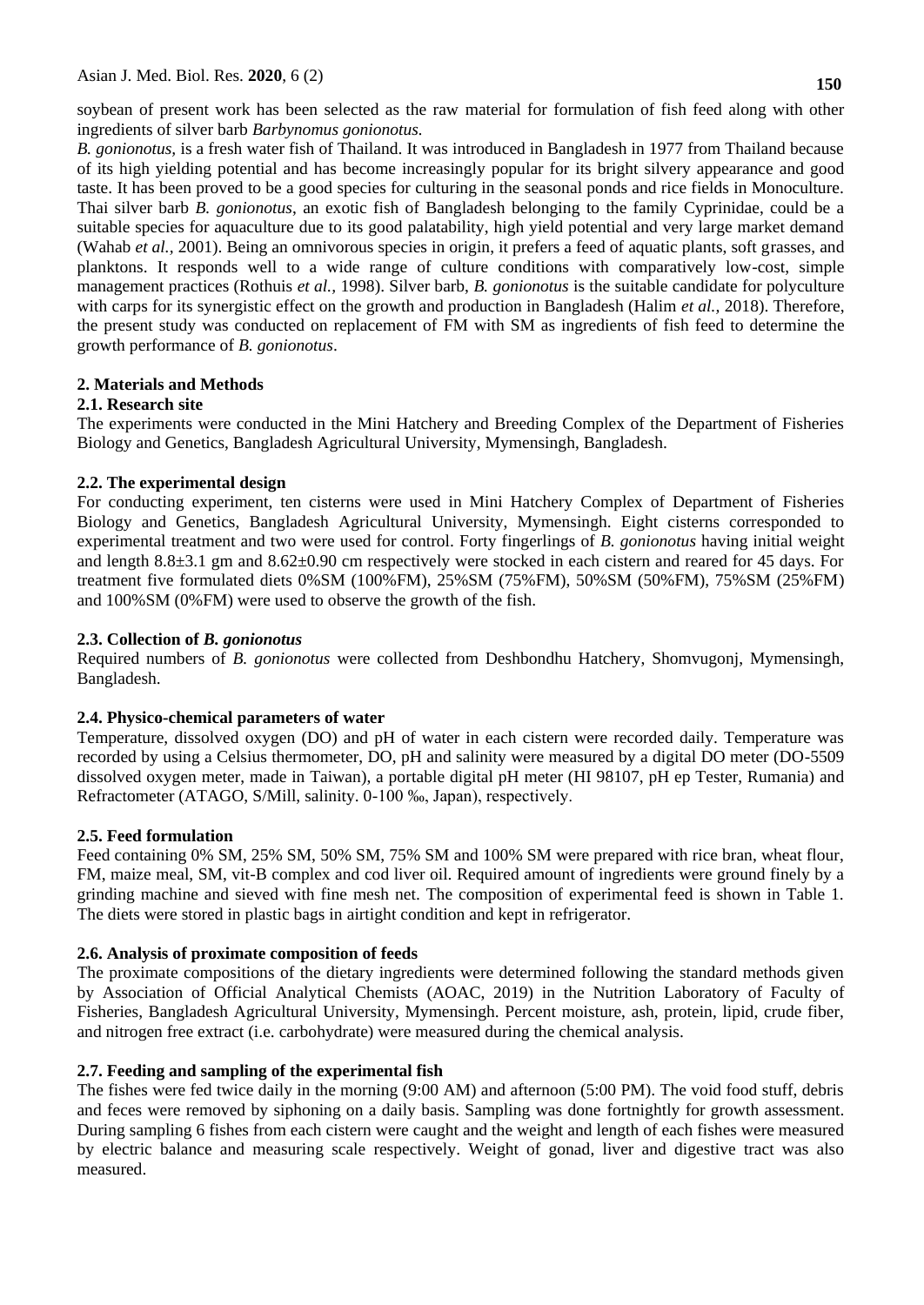soybean of present work has been selected as the raw material for formulation of fish feed along with other ingredients of silver barb *Barbynomus gonionotus.*

*B. gonionotus,* is a fresh water fish of Thailand. It was introduced in Bangladesh in 1977 from Thailand because of its high yielding potential and has become increasingly popular for its bright silvery appearance and good taste. It has been proved to be a good species for culturing in the seasonal ponds and rice fields in Monoculture. Thai silver barb *B. gonionotus*, an exotic fish of Bangladesh belonging to the family Cyprinidae, could be a suitable species for aquaculture due to its good palatability, high yield potential and very large market demand (Wahab *et al.,* 2001). Being an omnivorous species in origin, it prefers a feed of aquatic plants, soft grasses, and planktons. It responds well to a wide range of culture conditions with comparatively low-cost, simple management practices (Rothuis *et al.,* 1998). Silver barb, *B. gonionotus* is the suitable candidate for polyculture with carps for its synergistic effect on the growth and production in Bangladesh (Halim *et al.,* 2018). Therefore, the present study was conducted on replacement of FM with SM as ingredients of fish feed to determine the growth performance of *B. gonionotus*.

## 2. Materials and Methods

### 2.1. Research site

The experiments were conducted in the Mini Hatchery and Breeding Complex of the Department of Fisheries Biology and Genetics, Bangladesh Agricultural University, Mymensingh, Bangladesh.

### 2.2. The experimental design

For conducting experiment, ten cisterns were used in Mini Hatchery Complex of Department of Fisheries Biology and Genetics, Bangladesh Agricultural University, Mymensingh. Eight cisterns corresponded to experimental treatment and two were used for control. Forty fingerlings of *B. gonionotus* having initial weight and length 8.8±3.1 gm and 8.62±0.90 cm respectively were stocked in each cistern and reared for 45 days. For treatment five formulated diets 0%SM (100%FM), 25%SM (75%FM), 50%SM (50%FM), 75%SM (25%FM) and 100%SM (0%FM) were used to observe the growth of the fish.

### 2.3. Collection of *B. gonionotus*

Required numbers of *B. gonionotus* were collected from Deshbondhu Hatchery, Shomvugonj, Mymensingh, Bangladesh.

### 2.4. Physico-chemical parameters of water

Temperature, dissolved oxygen (DO) and pH of water in each cistern were recorded daily. Temperature was recorded by using a Celsius thermometer, DO, pH and salinity were measured by a digital DO meter (DO-5509 dissolved oxygen meter, made in Taiwan), a portable digital pH meter (HI 98107, pH ep Tester, Rumania) and Refractometer (ATAGO, S/Mill, salinity. 0-100 ‰, Japan), respectively.

### 2.5. Feed formulation

Feed containing 0% SM, 25% SM, 50% SM, 75% SM and 100% SM were prepared with rice bran, wheat flour, FM, maize meal, SM, vit-B complex and cod liver oil. Required amount of ingredients were ground finely by a grinding machine and sieved with fine mesh net. The composition of experimental feed is shown in Table 1. The diets were stored in plastic bags in airtight condition and kept in refrigerator.

### 2.6. Analysis of proximate composition of feeds

The proximate compositions of the dietary ingredients were determined following the standard methods given by Association of Official Analytical Chemists (AOAC, 2019) in the Nutrition Laboratory of Faculty of Fisheries, Bangladesh Agricultural University, Mymensingh. Percent moisture, ash, protein, lipid, crude fiber, and nitrogen free extract (i.e. carbohydrate) were measured during the chemical analysis.

### 2.7. Feeding and sampling of the experimental fish

The fishes were fed twice daily in the morning (9:00 AM) and afternoon (5:00 PM). The void food stuff, debris and feces were removed by siphoning on a daily basis. Sampling was done fortnightly for growth assessment. During sampling 6 fishes from each cistern were caught and the weight and length of each fishes were measured by electric balance and measuring scale respectively. Weight of gonad, liver and digestive tract was also measured.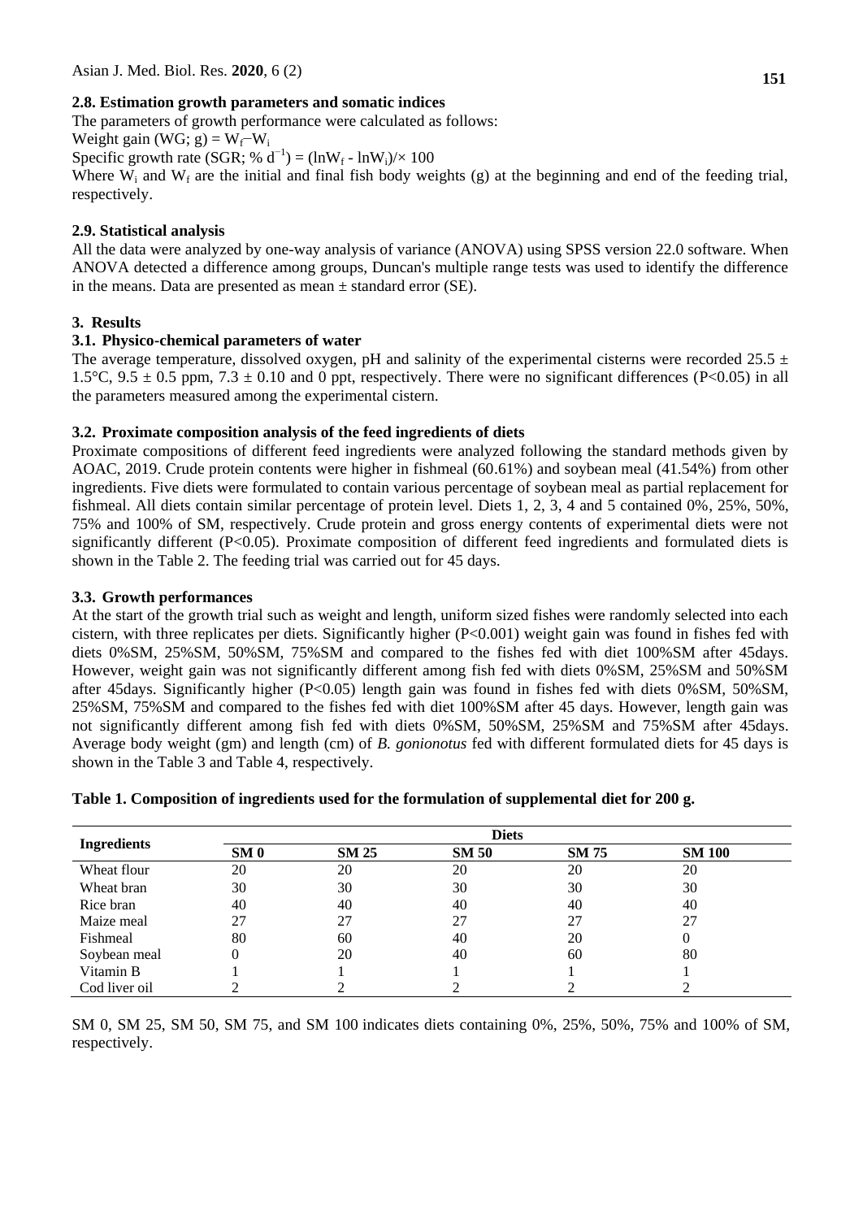### 2.8. Estimation growth parameters and somatic indices

The parameters of growth performance were calculated as follows:

Weight gain (WG; g) = $W_f – W_i$

Specific growth rate (SGR; % $d^{-1}$) = $(\ln W_f - \ln W_i)/\times 100$

Where $W_i$ and $W_f$ are the initial and final fish body weights (g) at the beginning and end of the feeding trial, respectively.

### 2.9. Statistical analysis

All the data were analyzed by one-way analysis of variance (ANOVA) using SPSS version 22.0 software. When ANOVA detected a difference among groups, Duncan's multiple range tests was used to identify the difference in the means. Data are presented as mean ± standard error (SE).

## 3. Results

### 3.1. Physico-chemical parameters of water

The average temperature, dissolved oxygen, pH and salinity of the experimental cisterns were recorded 25.5 ± 1.5°C, 9.5 ± 0.5 ppm, 7.3 ± 0.10 and 0 ppt, respectively. There were no significant differences ($P<0.05$) in all the parameters measured among the experimental cistern.

### 3.2. Proximate composition analysis of the feed ingredients of diets

Proximate compositions of different feed ingredients were analyzed following the standard methods given by AOAC, 2019. Crude protein contents were higher in fishmeal (60.61%) and soybean meal (41.54%) from other ingredients. Five diets were formulated to contain various percentage of soybean meal as partial replacement for fishmeal. All diets contain similar percentage of protein level. Diets 1, 2, 3, 4 and 5 contained 0%, 25%, 50%, 75% and 100% of SM, respectively. Crude protein and gross energy contents of experimental diets were not significantly different ($P<0.05$). Proximate composition of different feed ingredients and formulated diets is shown in the Table 2. The feeding trial was carried out for 45 days.

### 3.3. Growth performances

At the start of the growth trial such as weight and length, uniform sized fishes were randomly selected into each cistern, with three replicates per diets. Significantly higher ($P<0.001$) weight gain was found in fishes fed with diets 0%SM, 25%SM, 50%SM, 75%SM and compared to the fishes fed with diet 100%SM after 45days. However, weight gain was not significantly different among fish fed with diets 0%SM, 25%SM and 50%SM after 45days. Significantly higher ($P<0.05$) length gain was found in fishes fed with diets 0%SM, 50%SM, 25%SM, 75%SM and compared to the fishes fed with diet 100%SM after 45 days. However, length gain was not significantly different among fish fed with diets 0%SM, 50%SM, 25%SM and 75%SM after 45days. Average body weight (gm) and length (cm) of *B. gonionotus* fed with different formulated diets for 45 days is shown in the Table 3 and Table 4, respectively.

**Table 1. Composition of ingredients used for the formulation of supplemental diet for 200 g.**

| Ingredients | Diets | | | | |
|---|---|---|---|---|---|
| | **SM 0** | **SM 25** | **SM 50** | **SM 75** | **SM 100** |
| Wheat flour | 20 | 20 | 20 | 20 | 20 |
| Wheat bran | 30 | 30 | 30 | 30 | 30 |
| Rice bran | 40 | 40 | 40 | 40 | 40 |
| Maize meal | 27 | 27 | 27 | 27 | 27 |
| Fishmeal | 80 | 60 | 40 | 20 | 0 |
| Soybean meal | 0 | 20 | 40 | 60 | 80 |
| Vitamin B | 1 | 1 | 1 | 1 | 1 |
| Cod liver oil | 2 | 2 | 2 | 2 | 2 |

SM 0, SM 25, SM 50, SM 75, and SM 100 indicates diets containing 0%, 25%, 50%, 75% and 100% of SM, respectively.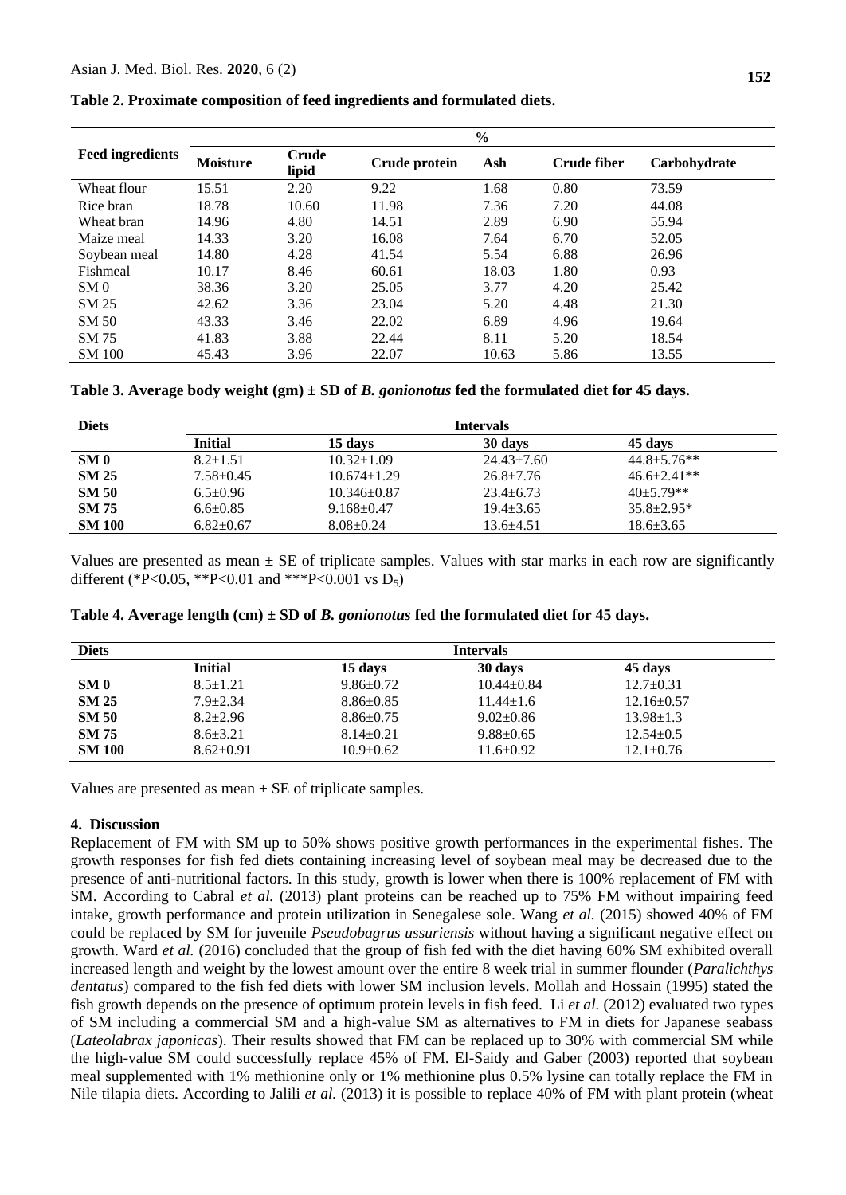**Table 2. Proximate composition of feed ingredients and formulated diets.**

| Feed ingredients | % | | | | | |
|---|---|---|---|---|---|---|
| | Moisture | Crude lipid | Crude protein | Ash | Crude fiber | Carbohydrate |
| Wheat flour | 15.51 | 2.20 | 9.22 | 1.68 | 0.80 | 73.59 |
| Rice bran | 18.78 | 10.60 | 11.98 | 7.36 | 7.20 | 44.08 |
| Wheat bran | 14.96 | 4.80 | 14.51 | 2.89 | 6.90 | 55.94 |
| Maize meal | 14.33 | 3.20 | 16.08 | 7.64 | 6.70 | 52.05 |
| Soybean meal | 14.80 | 4.28 | 41.54 | 5.54 | 6.88 | 26.96 |
| Fishmeal | 10.17 | 8.46 | 60.61 | 18.03 | 1.80 | 0.93 |
| SM 0 | 38.36 | 3.20 | 25.05 | 3.77 | 4.20 | 25.42 |
| SM 25 | 42.62 | 3.36 | 23.04 | 5.20 | 4.48 | 21.30 |
| SM 50 | 43.33 | 3.46 | 22.02 | 6.89 | 4.96 | 19.64 |
| SM 75 | 41.83 | 3.88 | 22.44 | 8.11 | 5.20 | 18.54 |
| SM 100 | 45.43 | 3.96 | 22.07 | 10.63 | 5.86 | 13.55 |

**Table 3. Average body weight (gm) ± SD of *B. gonionotus* fed the formulated diet for 45 days.**

| Diets | Intervals | | | |
|---|---|---|---|---|
| | Initial | 15 days | 30 days | 45 days |
| **SM 0** | 8.2±1.51 | 10.32±1.09 | 24.43±7.60 | 44.8±5.76** |
| **SM 25** | 7.58±0.45 | 10.674±1.29 | 26.8±7.76 | 46.6±2.41** |
| **SM 50** | 6.5±0.96 | 10.346±0.87 | 23.4±6.73 | 40±5.79** |
| **SM 75** | 6.6±0.85 | 9.168±0.47 | 19.4±3.65 | 35.8±2.95* |
| **SM 100** | 6.82±0.67 | 8.08±0.24 | 13.6±4.51 | 18.6±3.65 |

Values are presented as mean ± SE of triplicate samples. Values with star marks in each row are significantly different (*$P<0.05$, **$P<0.01$ and ***$P<0.001$ vs $D_5$)

**Table 4. Average length (cm) ± SD of *B. gonionotus* fed the formulated diet for 45 days.**

| Diets | Intervals | | | |
|---|---|---|---|---|
| | Initial | 15 days | 30 days | 45 days |
| **SM 0** | 8.5±1.21 | 9.86±0.72 | 10.44±0.84 | 12.7±0.31 |
| **SM 25** | 7.9±2.34 | 8.86±0.85 | 11.44±1.6 | 12.16±0.57 |
| **SM 50** | 8.2±2.96 | 8.86±0.75 | 9.02±0.86 | 13.98±1.3 |
| **SM 75** | 8.6±3.21 | 8.14±0.21 | 9.88±0.65 | 12.54±0.5 |
| **SM 100** | 8.62±0.91 | 10.9±0.62 | 11.6±0.92 | 12.1±0.76 |

Values are presented as mean ± SE of triplicate samples.

## 4. Discussion

Replacement of FM with SM up to 50% shows positive growth performances in the experimental fishes. The growth responses for fish fed diets containing increasing level of soybean meal may be decreased due to the presence of anti-nutritional factors. In this study, growth is lower when there is 100% replacement of FM with SM. According to Cabral *et al.* (2013) plant proteins can be reached up to 75% FM without impairing feed intake, growth performance and protein utilization in Senegalese sole. Wang *et al.* (2015) showed 40% of FM could be replaced by SM for juvenile *Pseudobagrus ussuriensis* without having a significant negative effect on growth. Ward *et al.* (2016) concluded that the group of fish fed with the diet having 60% SM exhibited overall increased length and weight by the lowest amount over the entire 8 week trial in summer flounder (*Paralichthys dentatus*) compared to the fish fed diets with lower SM inclusion levels. Mollah and Hossain (1995) stated the fish growth depends on the presence of optimum protein levels in fish feed. Li *et al.* (2012) evaluated two types of SM including a commercial SM and a high-value SM as alternatives to FM in diets for Japanese seabass (*Lateolabrax japonicas*). Their results showed that FM can be replaced up to 30% with commercial SM while the high-value SM could successfully replace 45% of FM. El-Saidy and Gaber (2003) reported that soybean meal supplemented with 1% methionine only or 1% methionine plus 0.5% lysine can totally replace the FM in Nile tilapia diets. According to Jalili *et al.* (2013) it is possible to replace 40% of FM with plant protein (wheat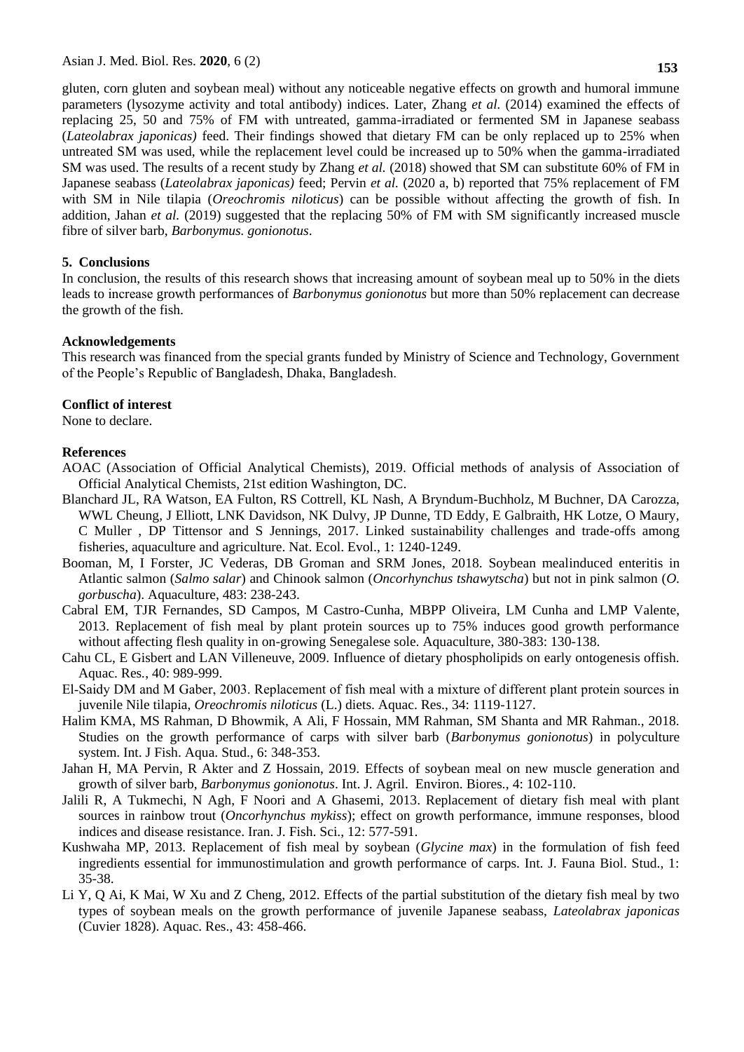gluten, corn gluten and soybean meal) without any noticeable negative effects on growth and humoral immune parameters (lysozyme activity and total antibody) indices. Later, Zhang *et al.* (2014) examined the effects of replacing 25, 50 and 75% of FM with untreated, gamma-irradiated or fermented SM in Japanese seabass (*Lateolabrax japonicas)* feed. Their findings showed that dietary FM can be only replaced up to 25% when untreated SM was used, while the replacement level could be increased up to 50% when the gamma-irradiated SM was used. The results of a recent study by Zhang *et al.* (2018) showed that SM can substitute 60% of FM in Japanese seabass (*Lateolabrax japonicas)* feed; Pervin *et al.* (2020 a, b) reported that 75% replacement of FM with SM in Nile tilapia (*Oreochromis niloticus*) can be possible without affecting the growth of fish. In addition, Jahan *et al.* (2019) suggested that the replacing 50% of FM with SM significantly increased muscle fibre of silver barb, *Barbonymus. gonionotus*.

## 5. Conclusions

In conclusion, the results of this research shows that increasing amount of soybean meal up to 50% in the diets leads to increase growth performances of *Barbonymus gonionotus* but more than 50% replacement can decrease the growth of the fish.

## Acknowledgements

This research was financed from the special grants funded by Ministry of Science and Technology, Government of the People's Republic of Bangladesh, Dhaka, Bangladesh.

## Conflict of interest

None to declare.

## References

AOAC (Association of Official Analytical Chemists), 2019. Official methods of analysis of Association of Official Analytical Chemists, 21st edition Washington, DC.

Blanchard JL, RA Watson, EA Fulton, RS Cottrell, KL Nash, A Bryndum-Buchholz, M Buchner, DA Carozza, WWL Cheung, J Elliott, LNK Davidson, NK Dulvy, JP Dunne, TD Eddy, E Galbraith, HK Lotze, O Maury, C Muller , DP Tittensor and S Jennings, 2017. Linked sustainability challenges and trade-offs among fisheries, aquaculture and agriculture. Nat. Ecol. Evol., 1: 1240-1249.

Booman, M, I Forster, JC Vederas, DB Groman and SRM Jones, 2018. Soybean mealinduced enteritis in Atlantic salmon (*Salmo salar*) and Chinook salmon (*Oncorhynchus tshawytscha*) but not in pink salmon (*O. gorbuscha*). Aquaculture, 483: 238-243.

Cabral EM, TJR Fernandes, SD Campos, M Castro-Cunha, MBPP Oliveira, LM Cunha and LMP Valente, 2013. Replacement of fish meal by plant protein sources up to 75% induces good growth performance without affecting flesh quality in on-growing Senegalese sole. Aquaculture, 380-383: 130-138.

Cahu CL, E Gisbert and LAN Villeneuve, 2009. Influence of dietary phospholipids on early ontogenesis offish. Aquac. Res., 40: 989-999.

El-Saidy DM and M Gaber, 2003. Replacement of fish meal with a mixture of different plant protein sources in juvenile Nile tilapia, *Oreochromis niloticus* (L.) diets. Aquac. Res., 34: 1119-1127.

Halim KMA, MS Rahman, D Bhowmik, A Ali, F Hossain, MM Rahman, SM Shanta and MR Rahman., 2018. Studies on the growth performance of carps with silver barb (*Barbonymus gonionotus*) in polyculture system. Int. J Fish. Aqua. Stud., 6: 348-353.

Jahan H, MA Pervin, R Akter and Z Hossain, 2019. Effects of soybean meal on new muscle generation and growth of silver barb, *Barbonymus gonionotus*. Int. J. Agril. Environ. Biores., 4: 102-110.

Jalili R, A Tukmechi, N Agh, F Noori and A Ghasemi, 2013. Replacement of dietary fish meal with plant sources in rainbow trout (*Oncorhynchus mykiss*); effect on growth performance, immune responses, blood indices and disease resistance. Iran. J. Fish. Sci., 12: 577-591.

Kushwaha MP, 2013. Replacement of fish meal by soybean (*Glycine max*) in the formulation of fish feed ingredients essential for immunostimulation and growth performance of carps. Int. J. Fauna Biol. Stud., 1: 35-38.

Li Y, Q Ai, K Mai, W Xu and Z Cheng, 2012. Effects of the partial substitution of the dietary fish meal by two types of soybean meals on the growth performance of juvenile Japanese seabass, *Lateolabrax japonicas* (Cuvier 1828). Aquac. Res., 43: 458-466.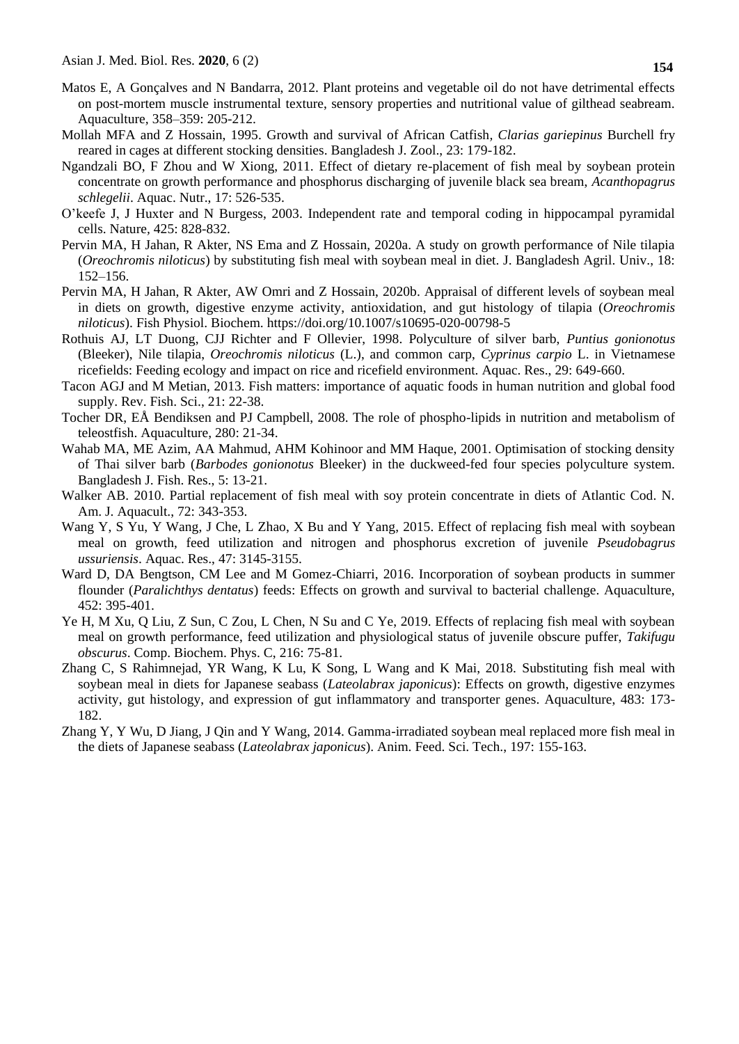Matos E, A Gonçalves and N Bandarra, 2012. Plant proteins and vegetable oil do not have detrimental effects on post-mortem muscle instrumental texture, sensory properties and nutritional value of gilthead seabream. Aquaculture, 358–359: 205-212.

Mollah MFA and Z Hossain, 1995. Growth and survival of African Catfish, *Clarias gariepinus* Burchell fry reared in cages at different stocking densities. Bangladesh J. Zool., 23: 179-182.

Ngandzali BO, F Zhou and W Xiong, 2011. Effect of dietary re-placement of fish meal by soybean protein concentrate on growth performance and phosphorus discharging of juvenile black sea bream, *Acanthopagrus schlegelii*. Aquac. Nutr., 17: 526-535.

O'keefe J, J Huxter and N Burgess, 2003. Independent rate and temporal coding in hippocampal pyramidal cells. Nature, 425: 828-832.

Pervin MA, H Jahan, R Akter, NS Ema and Z Hossain, 2020a. A study on growth performance of Nile tilapia (*Oreochromis niloticus*) by substituting fish meal with soybean meal in diet. J. Bangladesh Agril. Univ., 18: 152–156.

Pervin MA, H Jahan, R Akter, AW Omri and Z Hossain, 2020b. Appraisal of different levels of soybean meal in diets on growth, digestive enzyme activity, antioxidation, and gut histology of tilapia (*Oreochromis niloticus*). Fish Physiol. Biochem. https://doi.org/10.1007/s10695-020-00798-5

Rothuis AJ, LT Duong, CJJ Richter and F Ollevier, 1998. Polyculture of silver barb, *Puntius gonionotus* (Bleeker), Nile tilapia, *Oreochromis niloticus* (L.), and common carp, *Cyprinus carpio* L. in Vietnamese ricefields: Feeding ecology and impact on rice and ricefield environment. Aquac. Res., 29: 649-660.

Tacon AGJ and M Metian, 2013. Fish matters: importance of aquatic foods in human nutrition and global food supply. Rev. Fish. Sci., 21: 22-38.

Tocher DR, EÅ Bendiksen and PJ Campbell, 2008. The role of phospho-lipids in nutrition and metabolism of teleostfish. Aquaculture, 280: 21-34.

Wahab MA, ME Azim, AA Mahmud, AHM Kohinoor and MM Haque, 2001. Optimisation of stocking density of Thai silver barb (*Barbodes gonionotus* Bleeker) in the duckweed-fed four species polyculture system. Bangladesh J. Fish. Res., 5: 13-21.

Walker AB. 2010. Partial replacement of fish meal with soy protein concentrate in diets of Atlantic Cod. N. Am. J. Aquacult., 72: 343-353.

Wang Y, S Yu, Y Wang, J Che, L Zhao, X Bu and Y Yang, 2015. Effect of replacing fish meal with soybean meal on growth, feed utilization and nitrogen and phosphorus excretion of juvenile *Pseudobagrus ussuriensis*. Aquac. Res., 47: 3145-3155.

Ward D, DA Bengtson, CM Lee and M Gomez-Chiarri, 2016. Incorporation of soybean products in summer flounder (*Paralichthys dentatus*) feeds: Effects on growth and survival to bacterial challenge. Aquaculture, 452: 395-401.

Ye H, M Xu, Q Liu, Z Sun, C Zou, L Chen, N Su and C Ye, 2019. Effects of replacing fish meal with soybean meal on growth performance, feed utilization and physiological status of juvenile obscure puffer, *Takifugu obscurus*. Comp. Biochem. Phys. C, 216: 75-81.

Zhang C, S Rahimnejad, YR Wang, K Lu, K Song, L Wang and K Mai, 2018. Substituting fish meal with soybean meal in diets for Japanese seabass (*Lateolabrax japonicus*): Effects on growth, digestive enzymes activity, gut histology, and expression of gut inflammatory and transporter genes. Aquaculture, 483: 173-182.

Zhang Y, Y Wu, D Jiang, J Qin and Y Wang, 2014. Gamma-irradiated soybean meal replaced more fish meal in the diets of Japanese seabass (*Lateolabrax japonicus*). Anim. Feed. Sci. Tech., 197: 155-163.